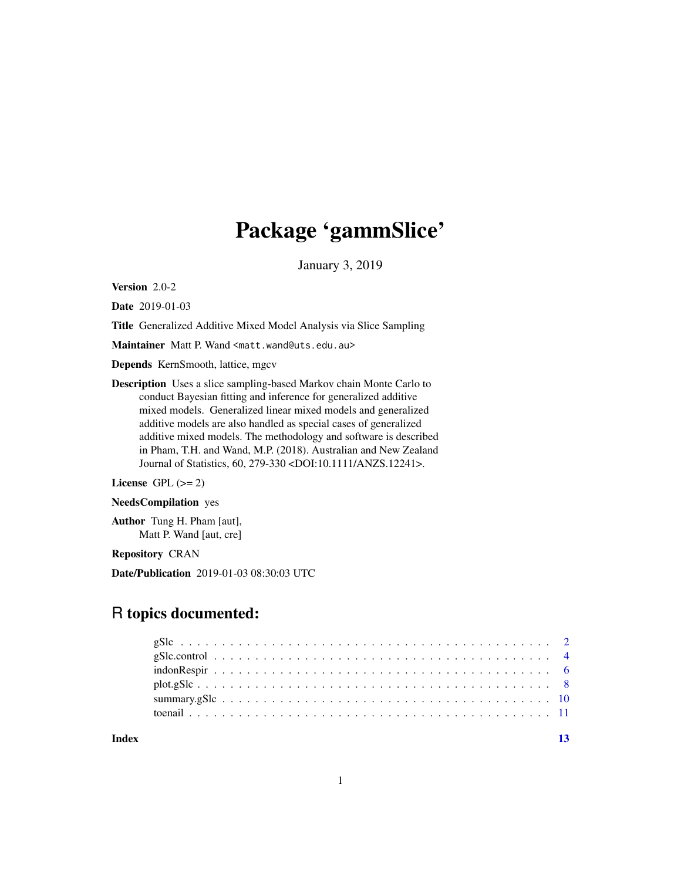# Package 'gammSlice'

January 3, 2019

**Version** 2.0-2

**Date** 2019-01-03

**Title** Generalized Additive Mixed Model Analysis via Slice Sampling

**Maintainer** Matt P. Wand <matt.wand@uts.edu.au>

**Depends** KernSmooth, lattice, mgcv

**Description** Uses a slice sampling-based Markov chain Monte Carlo to conduct Bayesian fitting and inference for generalized additive mixed models. Generalized linear mixed models and generalized additive models are also handled as special cases of generalized additive mixed models. The methodology and software is described in Pham, T.H. and Wand, M.P. (2018). Australian and New Zealand Journal of Statistics, 60, 279-330 <DOI:10.1111/ANZS.12241>.

**License** GPL (>= 2)

**NeedsCompilation** yes

**Author** Tung H. Pham [aut],
Matt P. Wand [aut, cre]

**Repository** CRAN

**Date/Publication** 2019-01-03 08:30:03 UTC

## R topics documented:

- gSlc . . . . . . . . . . . . . . . . . . . . . . . . . . . . . . . . . . . . . . . . . . . 2
- gSlc.control . . . . . . . . . . . . . . . . . . . . . . . . . . . . . . . . . . . . . . . 4
- indonRespir . . . . . . . . . . . . . . . . . . . . . . . . . . . . . . . . . . . . . . . 6
- plot.gSlc . . . . . . . . . . . . . . . . . . . . . . . . . . . . . . . . . . . . . . . . 8
- summary.gSlc . . . . . . . . . . . . . . . . . . . . . . . . . . . . . . . . . . . . . 10
- toenail . . . . . . . . . . . . . . . . . . . . . . . . . . . . . . . . . . . . . . . . . 11

**Index** **13**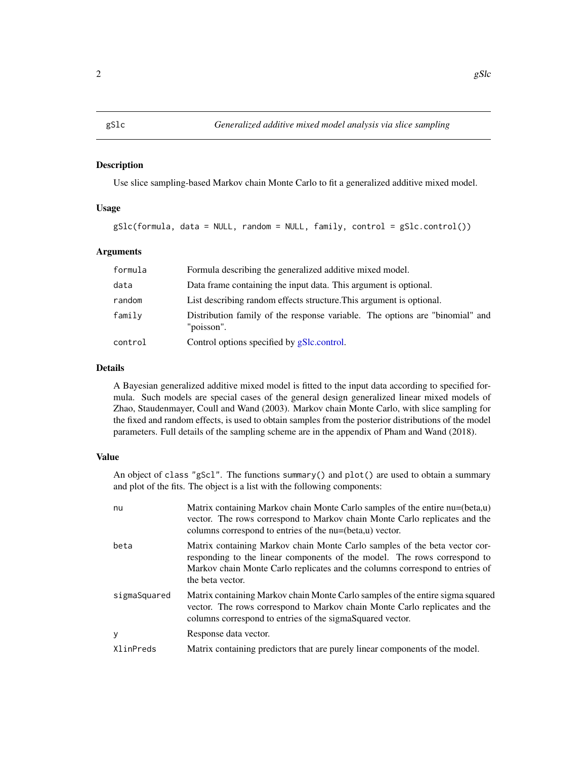## gSlc — *Generalized additive mixed model analysis via slice sampling*

### Description

Use slice sampling-based Markov chain Monte Carlo to fit a generalized additive mixed model.

### Usage

```
gSlc(formula, data = NULL, random = NULL, family, control = gSlc.control())
```

### Arguments

| | |
|---|---|
| `formula` | Formula describing the generalized additive mixed model. |
| `data` | Data frame containing the input data. This argument is optional. |
| `random` | List describing random effects structure.This argument is optional. |
| `family` | Distribution family of the response variable. The options are "binomial" and "poisson". |
| `control` | Control options specified by gSlc.control. |

### Details

A Bayesian generalized additive mixed model is fitted to the input data according to specified formula. Such models are special cases of the general design generalized linear mixed models of Zhao, Staudenmayer, Coull and Wand (2003). Markov chain Monte Carlo, with slice sampling for the fixed and random effects, is used to obtain samples from the posterior distributions of the model parameters. Full details of the sampling scheme are in the appendix of Pham and Wand (2018).

### Value

An object of class "gScl". The functions `summary()` and `plot()` are used to obtain a summary and plot of the fits. The object is a list with the following components:

| | |
|---|---|
| `nu` | Matrix containing Markov chain Monte Carlo samples of the entire nu=(beta,u) vector. The rows correspond to Markov chain Monte Carlo replicates and the columns correspond to entries of the nu=(beta,u) vector. |
| `beta` | Matrix containing Markov chain Monte Carlo samples of the beta vector corresponding to the linear components of the model. The rows correspond to Markov chain Monte Carlo replicates and the columns correspond to entries of the beta vector. |
| `sigmaSquared` | Matrix containing Markov chain Monte Carlo samples of the entire sigma squared vector. The rows correspond to Markov chain Monte Carlo replicates and the columns correspond to entries of the sigmaSquared vector. |
| `y` | Response data vector. |
| `XlinPreds` | Matrix containing predictors that are purely linear components of the model. |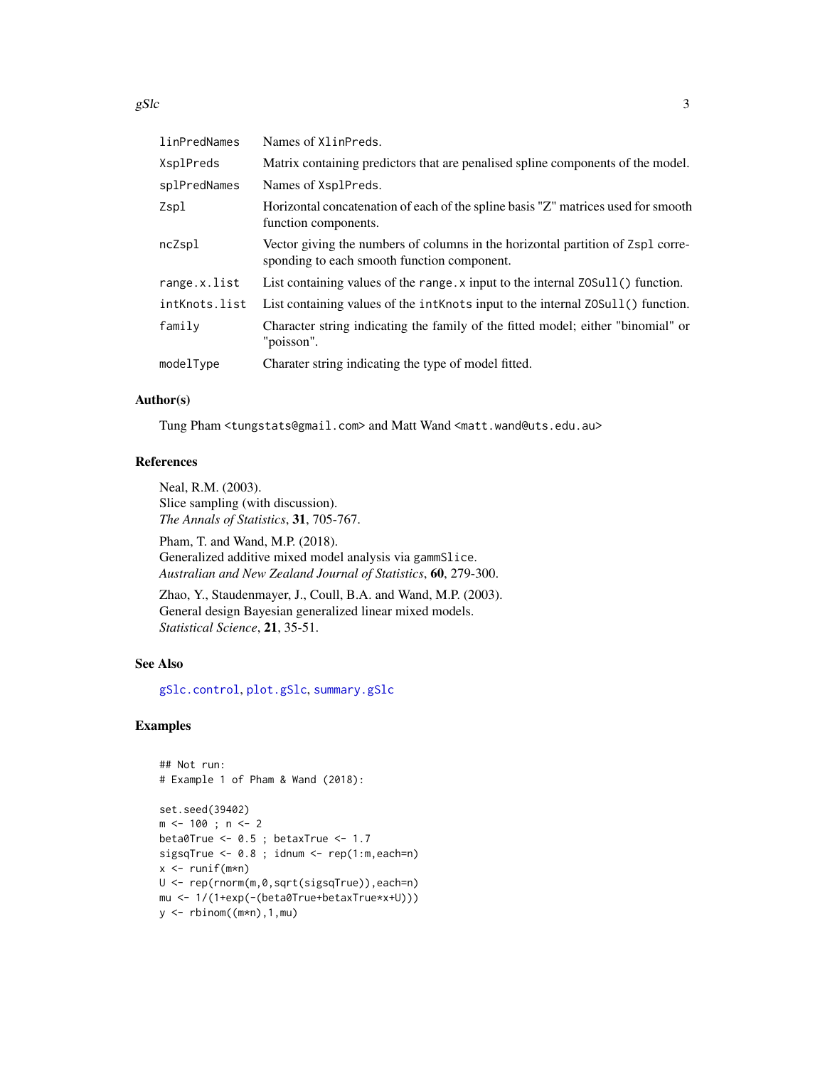| | |
|---|---|
| linPredNames | Names of XlinPreds. |
| XsplPreds | Matrix containing predictors that are penalised spline components of the model. |
| splPredNames | Names of XsplPreds. |
| Zspl | Horizontal concatenation of each of the spline basis "Z" matrices used for smooth function components. |
| ncZspl | Vector giving the numbers of columns in the horizontal partition of Zspl corresponding to each smooth function component. |
| range.x.list | List containing values of the range.x input to the internal ZOSull() function. |
| intKnots.list | List containing values of the intKnots input to the internal ZOSull() function. |
| family | Character string indicating the family of the fitted model; either "binomial" or "poisson". |
| modelType | Charater string indicating the type of model fitted. |

## Author(s)

Tung Pham <tungstats@gmail.com> and Matt Wand <matt.wand@uts.edu.au>

## References

Neal, R.M. (2003).
Slice sampling (with discussion).
*The Annals of Statistics*, **31**, 705-767.

Pham, T. and Wand, M.P. (2018).
Generalized additive mixed model analysis via gammSlice.
*Australian and New Zealand Journal of Statistics*, **60**, 279-300.

Zhao, Y., Staudenmayer, J., Coull, B.A. and Wand, M.P. (2003).
General design Bayesian generalized linear mixed models.
*Statistical Science*, **21**, 35-51.

## See Also

gSlc.control, plot.gSlc, summary.gSlc

## Examples

```
## Not run:
# Example 1 of Pham & Wand (2018):

set.seed(39402)
m <- 100 ; n <- 2
beta0True <- 0.5 ; betaxTrue <- 1.7
sigsqTrue <- 0.8 ; idnum <- rep(1:m,each=n)
x <- runif(m*n)
U <- rep(rnorm(m,0,sqrt(sigsqTrue)),each=n)
mu <- 1/(1+exp(-(beta0True+betaxTrue*x+U)))
y <- rbinom((m*n),1,mu)
```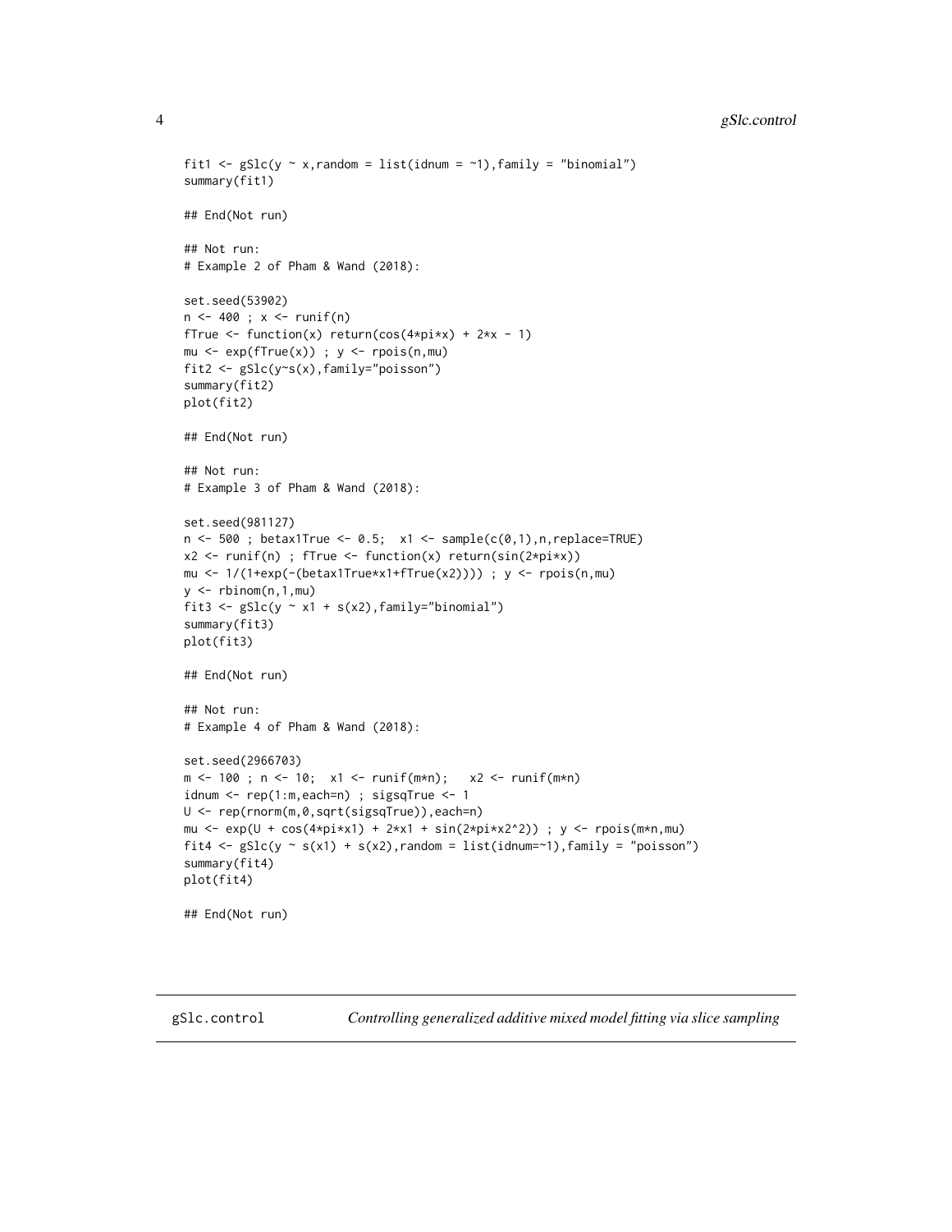```
fit1 <- gSlc(y ~ x,random = list(idnum = ~1),family = "binomial")
summary(fit1)

## End(Not run)

## Not run:
# Example 2 of Pham & Wand (2018):

set.seed(53902)
n <- 400 ; x <- runif(n)
fTrue <- function(x) return(cos(4*pi*x) + 2*x - 1)
mu <- exp(fTrue(x)) ; y <- rpois(n,mu)
fit2 <- gSlc(y~s(x),family="poisson")
summary(fit2)
plot(fit2)

## End(Not run)

## Not run:
# Example 3 of Pham & Wand (2018):

set.seed(981127)
n <- 500 ; betax1True <- 0.5;  x1 <- sample(c(0,1),n,replace=TRUE)
x2 <- runif(n) ; fTrue <- function(x) return(sin(2*pi*x))
mu <- 1/(1+exp(-(betax1True*x1+fTrue(x2)))) ; y <- rpois(n,mu)
y <- rbinom(n,1,mu)
fit3 <- gSlc(y ~ x1 + s(x2),family="binomial")
summary(fit3)
plot(fit3)

## End(Not run)

## Not run:
# Example 4 of Pham & Wand (2018):

set.seed(2966703)
m <- 100 ; n <- 10;  x1 <- runif(m*n);   x2 <- runif(m*n)
idnum <- rep(1:m,each=n) ; sigsqTrue <- 1
U <- rep(rnorm(m,0,sqrt(sigsqTrue)),each=n)
mu <- exp(U + cos(4*pi*x1) + 2*x1 + sin(2*pi*x2^2)) ; y <- rpois(m*n,mu)
fit4 <- gSlc(y ~ s(x1) + s(x2),random = list(idnum=~1),family = "poisson")
summary(fit4)
plot(fit4)

## End(Not run)
```

---

`gSlc.control` *Controlling generalized additive mixed model fitting via slice sampling*

---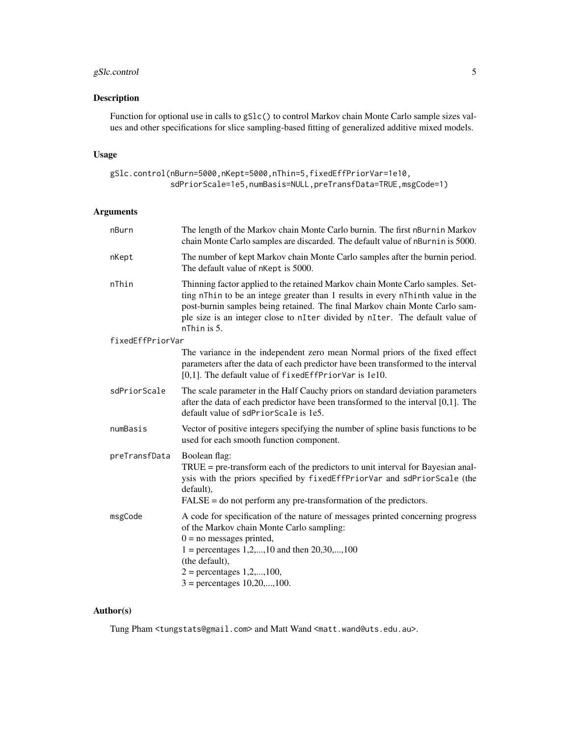## Description

Function for optional use in calls to `gSlc()` to control Markov chain Monte Carlo sample sizes values and other specifications for slice sampling-based fitting of generalized additive mixed models.

## Usage

```
gSlc.control(nBurn=5000,nKept=5000,nThin=5,fixedEffPriorVar=1e10,
             sdPriorScale=1e5,numBasis=NULL,preTransfData=TRUE,msgCode=1)
```

## Arguments

| | |
|---|---|
| `nBurn` | The length of the Markov chain Monte Carlo burnin. The first `nBurnin` Markov chain Monte Carlo samples are discarded. The default value of `nBurnin` is 5000. |
| `nKept` | The number of kept Markov chain Monte Carlo samples after the burnin period. The default value of `nKept` is 5000. |
| `nThin` | Thinning factor applied to the retained Markov chain Monte Carlo samples. Setting `nThin` to be an intege greater than 1 results in every `nThin`th value in the post-burnin samples being retained. The final Markov chain Monte Carlo sample size is an integer close to `nIter` divided by `nIter`. The default value of `nThin` is 5. |
| `fixedEffPriorVar` | The variance in the independent zero mean Normal priors of the fixed effect parameters after the data of each predictor have been transformed to the interval [0,1]. The default value of `fixedEffPriorVar` is 1e10. |
| `sdPriorScale` | The scale parameter in the Half Cauchy priors on standard deviation parameters after the data of each predictor have been transformed to the interval [0,1]. The default value of `sdPriorScale` is 1e5. |
| `numBasis` | Vector of positive integers specifying the number of spline basis functions to be used for each smooth function component. |
| `preTransfData` | Boolean flag:<br>TRUE = pre-transform each of the predictors to unit interval for Bayesian analysis with the priors specified by `fixedEffPriorVar` and `sdPriorScale` (the default),<br>FALSE = do not perform any pre-transformation of the predictors. |
| `msgCode` | A code for specification of the nature of messages printed concerning progress of the Markov chain Monte Carlo sampling:<br>0 = no messages printed,<br>1 = percentages 1,2,...,10 and then 20,30,...,100<br>(the default),<br>2 = percentages 1,2,...,100,<br>3 = percentages 10,20,...,100. |

## Author(s)

Tung Pham <tungstats@gmail.com> and Matt Wand <matt.wand@uts.edu.au>.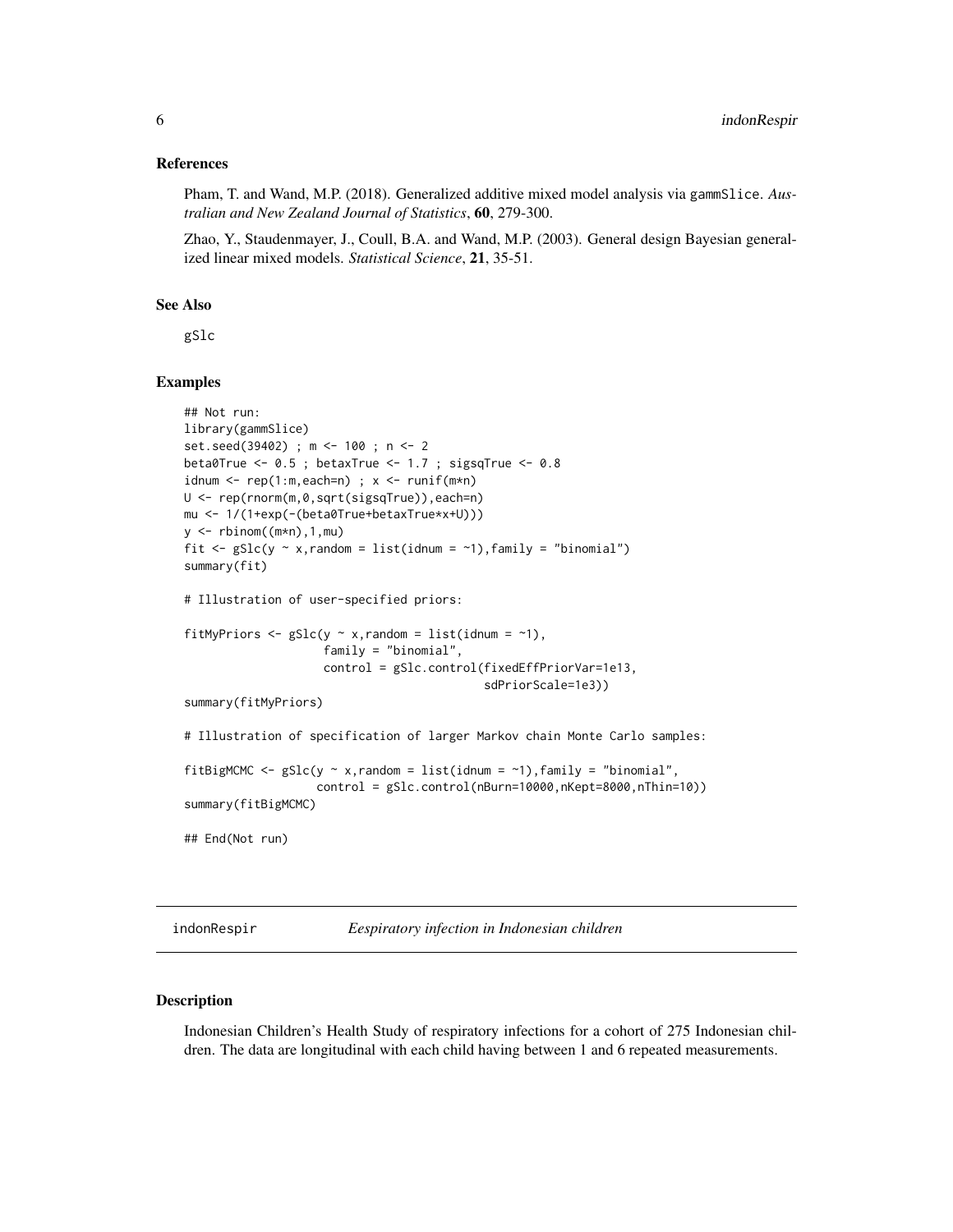### References

Pham, T. and Wand, M.P. (2018). Generalized additive mixed model analysis via gammSlice. *Australian and New Zealand Journal of Statistics*, **60**, 279-300.

Zhao, Y., Staudenmayer, J., Coull, B.A. and Wand, M.P. (2003). General design Bayesian generalized linear mixed models. *Statistical Science*, **21**, 35-51.

### See Also

gSlc

### Examples

```
## Not run:
library(gammSlice)
set.seed(39402) ; m <- 100 ; n <- 2
beta0True <- 0.5 ; betaxTrue <- 1.7 ; sigsqTrue <- 0.8
idnum <- rep(1:m,each=n) ; x <- runif(m*n)
U <- rep(rnorm(m,0,sqrt(sigsqTrue)),each=n)
mu <- 1/(1+exp(-(beta0True+betaxTrue*x+U)))
y <- rbinom((m*n),1,mu)
fit <- gSlc(y ~ x,random = list(idnum = ~1),family = "binomial")
summary(fit)

# Illustration of user-specified priors:

fitMyPriors <- gSlc(y ~ x,random = list(idnum = ~1),
                    family = "binomial",
                    control = gSlc.control(fixedEffPriorVar=1e13,
                                           sdPriorScale=1e3))
summary(fitMyPriors)

# Illustration of specification of larger Markov chain Monte Carlo samples:

fitBigMCMC <- gSlc(y ~ x,random = list(idnum = ~1),family = "binomial",
                   control = gSlc.control(nBurn=10000,nKept=8000,nThin=10))
summary(fitBigMCMC)

## End(Not run)
```

---

## indonRespir *Eespiratory infection in Indonesian children*

---

### Description

Indonesian Children's Health Study of respiratory infections for a cohort of 275 Indonesian children. The data are longitudinal with each child having between 1 and 6 repeated measurements.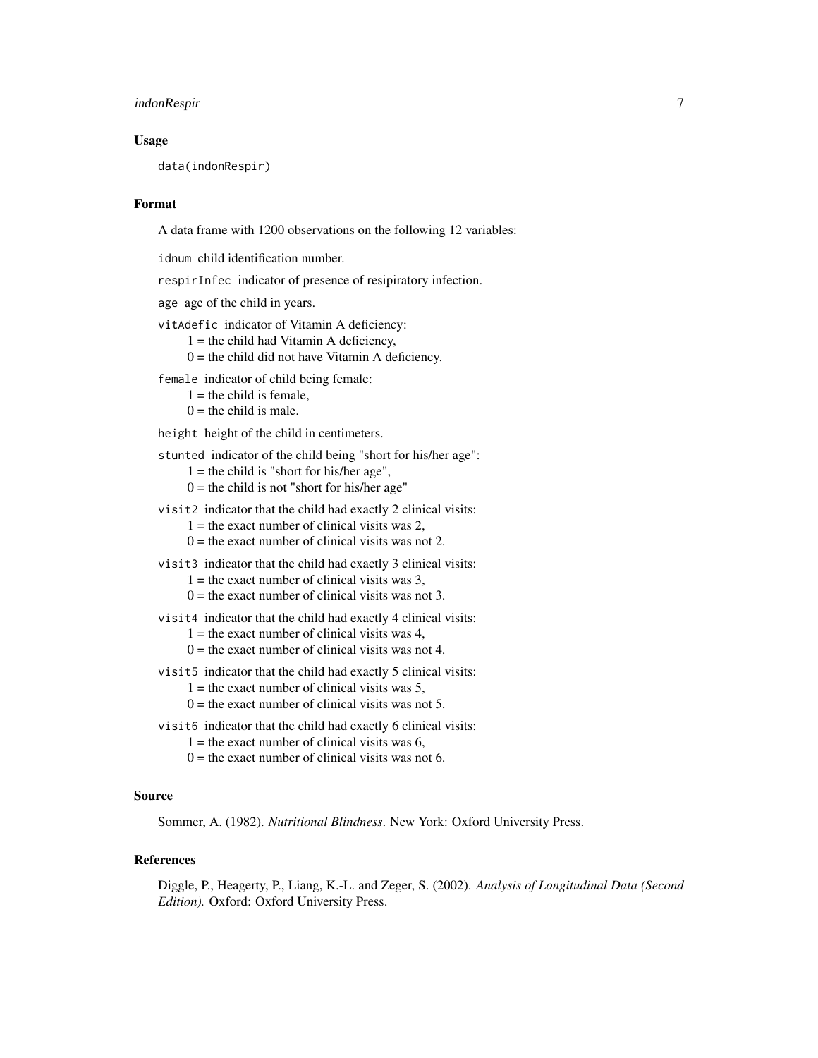### Usage

```
data(indonRespir)
```

### Format

A data frame with 1200 observations on the following 12 variables:

`idnum` child identification number.

`respirInfec` indicator of presence of resipiratory infection.

`age` age of the child in years.

`vitAdefic` indicator of Vitamin A deficiency:
- 1 = the child had Vitamin A deficiency,
- 0 = the child did not have Vitamin A deficiency.

`female` indicator of child being female:
- 1 = the child is female,
- 0 = the child is male.

`height` height of the child in centimeters.

`stunted` indicator of the child being "short for his/her age":
- 1 = the child is "short for his/her age",
- 0 = the child is not "short for his/her age"

`visit2` indicator that the child had exactly 2 clinical visits:
- 1 = the exact number of clinical visits was 2,
- 0 = the exact number of clinical visits was not 2.

`visit3` indicator that the child had exactly 3 clinical visits:
- 1 = the exact number of clinical visits was 3,
- 0 = the exact number of clinical visits was not 3.

`visit4` indicator that the child had exactly 4 clinical visits:
- 1 = the exact number of clinical visits was 4,
- 0 = the exact number of clinical visits was not 4.

`visit5` indicator that the child had exactly 5 clinical visits:
- 1 = the exact number of clinical visits was 5,
- 0 = the exact number of clinical visits was not 5.

`visit6` indicator that the child had exactly 6 clinical visits:
- 1 = the exact number of clinical visits was 6,
- 0 = the exact number of clinical visits was not 6.

### Source

Sommer, A. (1982). *Nutritional Blindness*. New York: Oxford University Press.

### References

Diggle, P., Heagerty, P., Liang, K.-L. and Zeger, S. (2002). *Analysis of Longitudinal Data (Second Edition).* Oxford: Oxford University Press.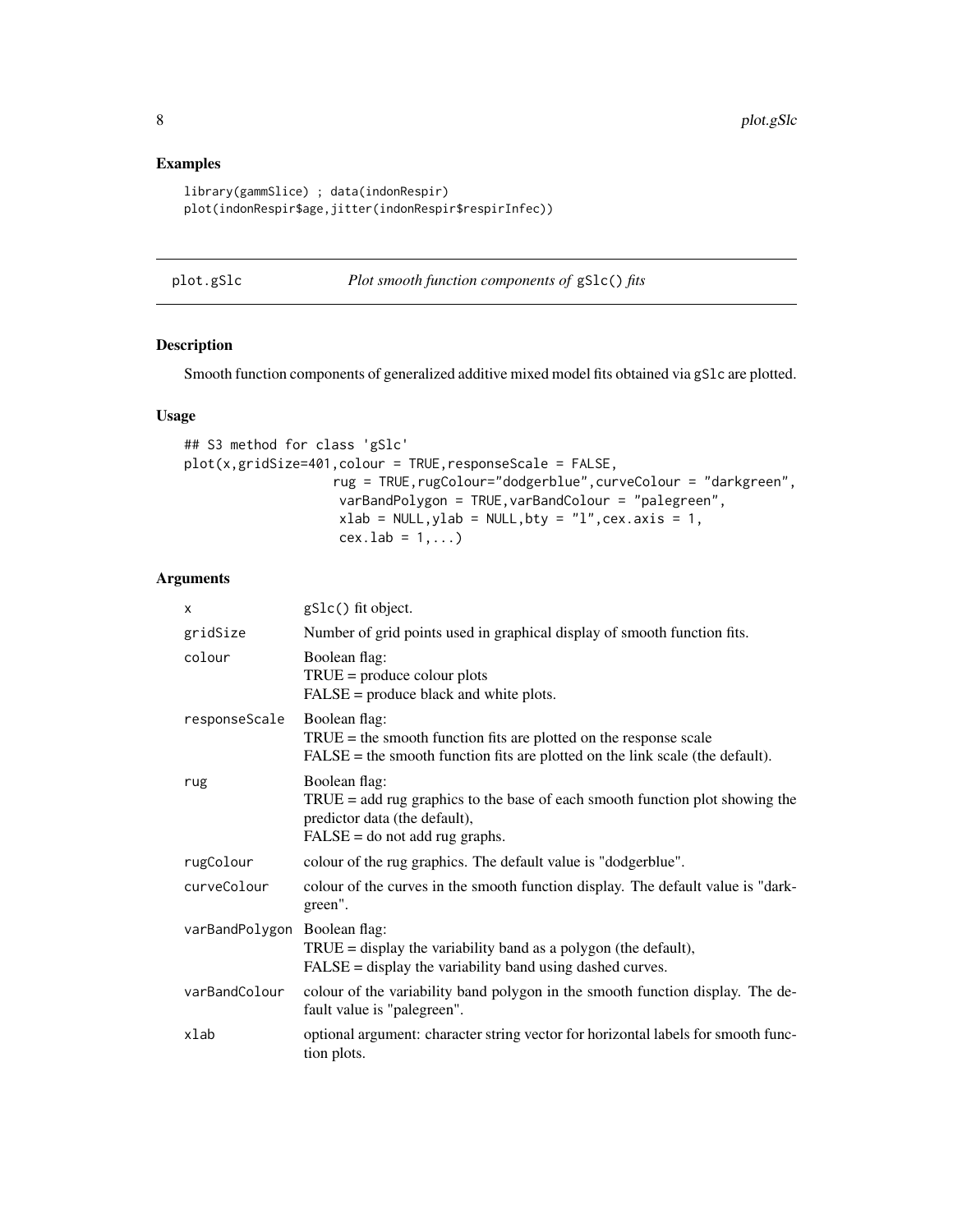## Examples

```
library(gammSlice) ; data(indonRespir)
plot(indonRespir$age,jitter(indonRespir$respirInfec))
```

---

# plot.gSlc — *Plot smooth function components of* `gSlc()` *fits*

## Description

Smooth function components of generalized additive mixed model fits obtained via `gSlc` are plotted.

## Usage

```
## S3 method for class 'gSlc'
plot(x,gridSize=401,colour = TRUE,responseScale = FALSE,
                  rug = TRUE,rugColour="dodgerblue",curveColour = "darkgreen",
                   varBandPolygon = TRUE,varBandColour = "palegreen",
                   xlab = NULL,ylab = NULL,bty = "l",cex.axis = 1,
                   cex.lab = 1,...)
```

## Arguments

| | |
|---|---|
| `x` | gSlc() fit object. |
| `gridSize` | Number of grid points used in graphical display of smooth function fits. |
| `colour` | Boolean flag:<br>TRUE = produce colour plots<br>FALSE = produce black and white plots. |
| `responseScale` | Boolean flag:<br>TRUE = the smooth function fits are plotted on the response scale<br>FALSE = the smooth function fits are plotted on the link scale (the default). |
| `rug` | Boolean flag:<br>TRUE = add rug graphics to the base of each smooth function plot showing the predictor data (the default),<br>FALSE = do not add rug graphs. |
| `rugColour` | colour of the rug graphics. The default value is "dodgerblue". |
| `curveColour` | colour of the curves in the smooth function display. The default value is "darkgreen". |
| `varBandPolygon` | Boolean flag:<br>TRUE = display the variability band as a polygon (the default),<br>FALSE = display the variability band using dashed curves. |
| `varBandColour` | colour of the variability band polygon in the smooth function display. The default value is "palegreen". |
| `xlab` | optional argument: character string vector for horizontal labels for smooth function plots. |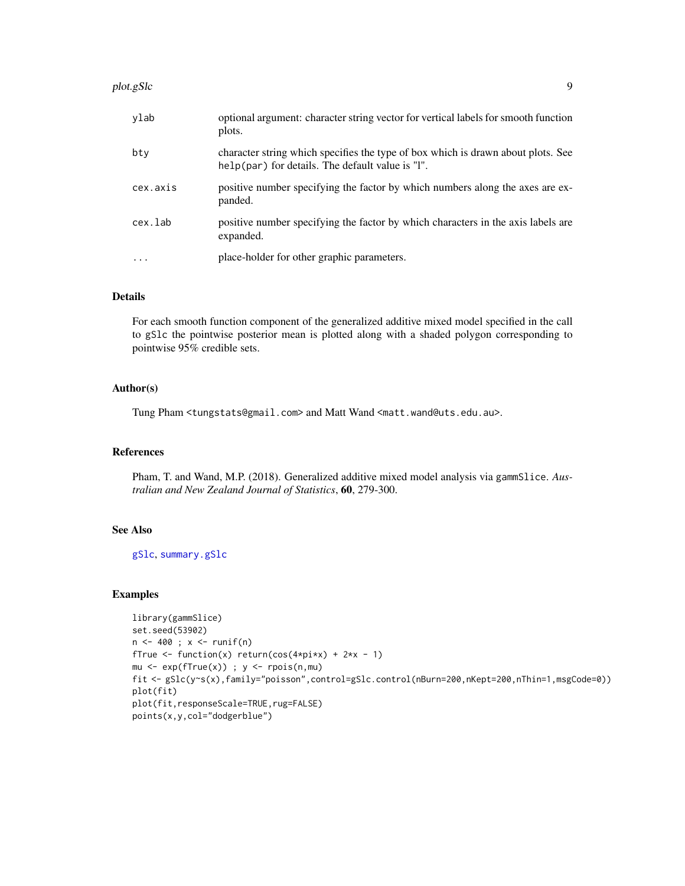| | |
|---|---|
| ylab | optional argument: character string vector for vertical labels for smooth function plots. |
| bty | character string which specifies the type of box which is drawn about plots. See help(par) for details. The default value is "l". |
| cex.axis | positive number specifying the factor by which numbers along the axes are expanded. |
| cex.lab | positive number specifying the factor by which characters in the axis labels are expanded. |
| ... | place-holder for other graphic parameters. |

## Details

For each smooth function component of the generalized additive mixed model specified in the call to gSlc the pointwise posterior mean is plotted along with a shaded polygon corresponding to pointwise 95% credible sets.

## Author(s)

Tung Pham <tungstats@gmail.com> and Matt Wand <matt.wand@uts.edu.au>.

## References

Pham, T. and Wand, M.P. (2018). Generalized additive mixed model analysis via gammSlice. *Australian and New Zealand Journal of Statistics*, **60**, 279-300.

## See Also

gSlc, summary.gSlc

## Examples

```
library(gammSlice)
set.seed(53902)
n <- 400 ; x <- runif(n)
fTrue <- function(x) return(cos(4*pi*x) + 2*x - 1)
mu <- exp(fTrue(x)) ; y <- rpois(n,mu)
fit <- gSlc(y~s(x),family="poisson",control=gSlc.control(nBurn=200,nKept=200,nThin=1,msgCode=0))
plot(fit)
plot(fit,responseScale=TRUE,rug=FALSE)
points(x,y,col="dodgerblue")
```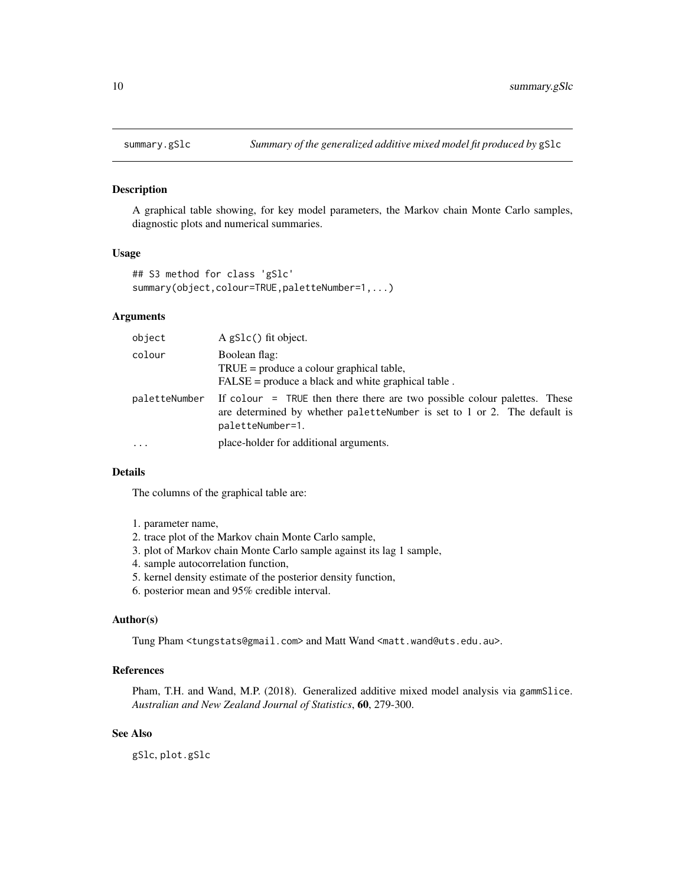summary.gSlc — *Summary of the generalized additive mixed model fit produced by* `gSlc`

## Description

A graphical table showing, for key model parameters, the Markov chain Monte Carlo samples, diagnostic plots and numerical summaries.

## Usage

```
## S3 method for class 'gSlc'
summary(object,colour=TRUE,paletteNumber=1,...)
```

## Arguments

| | |
|---|---|
| `object` | A `gSlc()` fit object. |
| `colour` | Boolean flag:<br>TRUE = produce a colour graphical table,<br>FALSE = produce a black and white graphical table . |
| `paletteNumber` | If `colour = TRUE` then there there are two possible colour palettes. These are determined by whether `paletteNumber` is set to 1 or 2. The default is `paletteNumber=1`. |
| `...` | place-holder for additional arguments. |

## Details

The columns of the graphical table are:

1. parameter name,
2. trace plot of the Markov chain Monte Carlo sample,
3. plot of Markov chain Monte Carlo sample against its lag 1 sample,
4. sample autocorrelation function,
5. kernel density estimate of the posterior density function,
6. posterior mean and 95% credible interval.

## Author(s)

Tung Pham <tungstats@gmail.com> and Matt Wand <matt.wand@uts.edu.au>.

## References

Pham, T.H. and Wand, M.P. (2018). Generalized additive mixed model analysis via `gammSlice`. *Australian and New Zealand Journal of Statistics*, **60**, 279-300.

## See Also

`gSlc`, `plot.gSlc`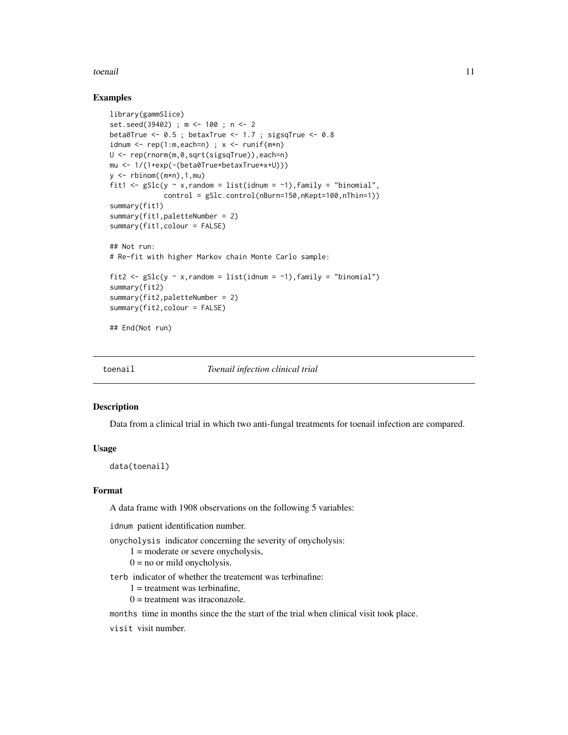### Examples

```
library(gammSlice)
set.seed(39402) ; m <- 100 ; n <- 2
beta0True <- 0.5 ; betaxTrue <- 1.7 ; sigsqTrue <- 0.8
idnum <- rep(1:m,each=n) ; x <- runif(m*n)
U <- rep(rnorm(m,0,sqrt(sigsqTrue)),each=n)
mu <- 1/(1+exp(-(beta0True+betaxTrue*x+U)))
y <- rbinom((m*n),1,mu)
fit1 <- gSlc(y ~ x,random = list(idnum = ~1),family = "binomial",
             control = gSlc.control(nBurn=150,nKept=100,nThin=1))
summary(fit1)
summary(fit1,paletteNumber = 2)
summary(fit1,colour = FALSE)

## Not run:
# Re-fit with higher Markov chain Monte Carlo sample:

fit2 <- gSlc(y ~ x,random = list(idnum = ~1),family = "binomial")
summary(fit2)
summary(fit2,paletteNumber = 2)
summary(fit2,colour = FALSE)

## End(Not run)
```

## toenail *Toenail infection clinical trial*

### Description

Data from a clinical trial in which two anti-fungal treatments for toenail infection are compared.

### Usage

```
data(toenail)
```

### Format

A data frame with 1908 observations on the following 5 variables:

`idnum` patient identification number.

`onycholysis` indicator concerning the severity of onycholysis:
- 1 = moderate or severe onycholysis,
- 0 = no or mild onycholysis.

`terb` indicator of whether the treatement was terbinafine:
- 1 = treatment was terbinafine,
- 0 = treatment was itraconazole.

`months` time in months since the the start of the trial when clinical visit took place.

`visit` visit number.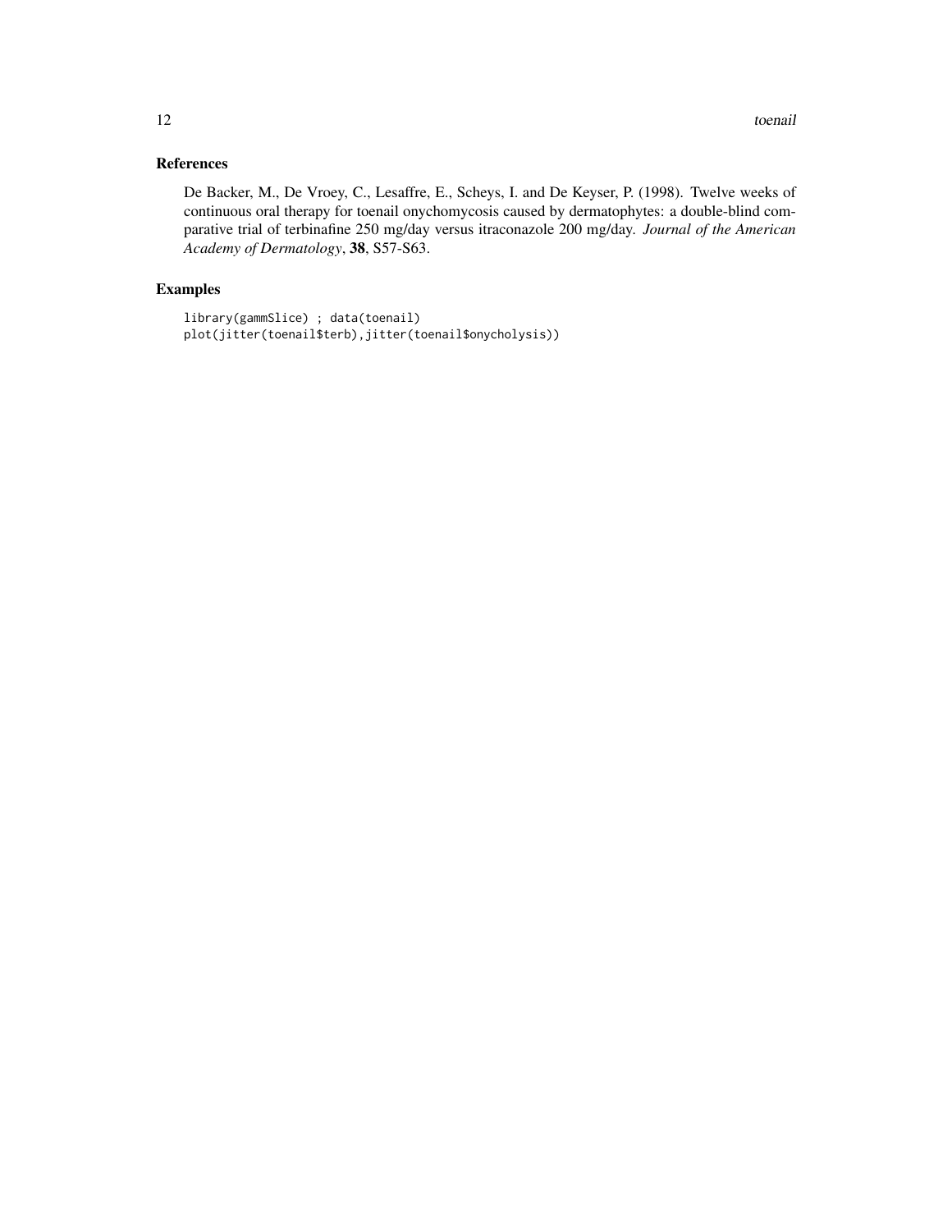## References

De Backer, M., De Vroey, C., Lesaffre, E., Scheys, I. and De Keyser, P. (1998). Twelve weeks of continuous oral therapy for toenail onychomycosis caused by dermatophytes: a double-blind comparative trial of terbinafine 250 mg/day versus itraconazole 200 mg/day. *Journal of the American Academy of Dermatology*, **38**, S57-S63.

## Examples

```
library(gammSlice) ; data(toenail)
plot(jitter(toenail$terb),jitter(toenail$onycholysis))
```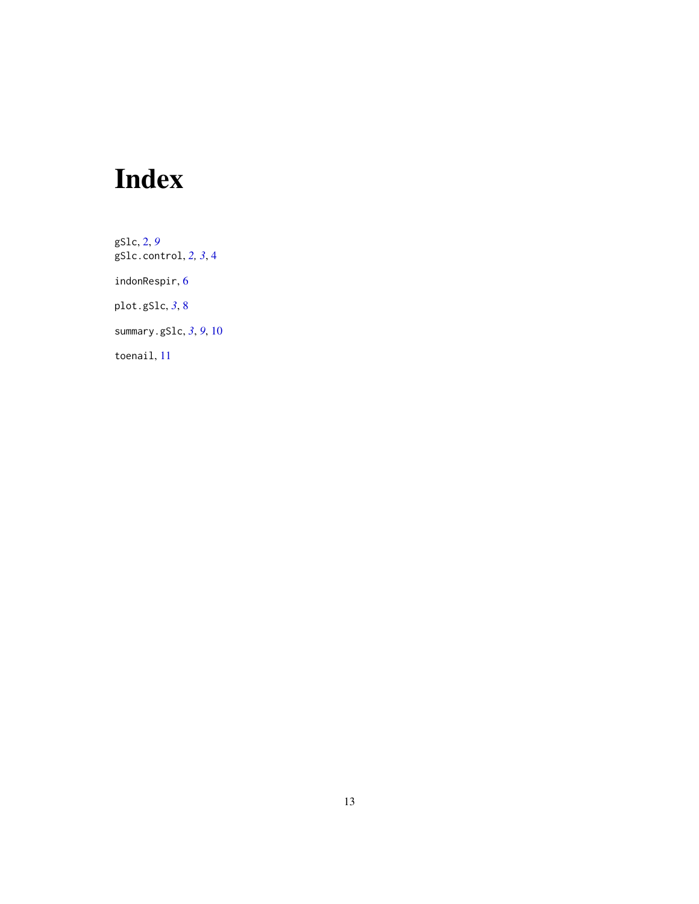# Index

gSlc, 2, *9*
gSlc.control, *2, 3*, 4

indonRespir, 6

plot.gSlc, *3*, 8

summary.gSlc, *3*, *9*, 10

toenail, 11